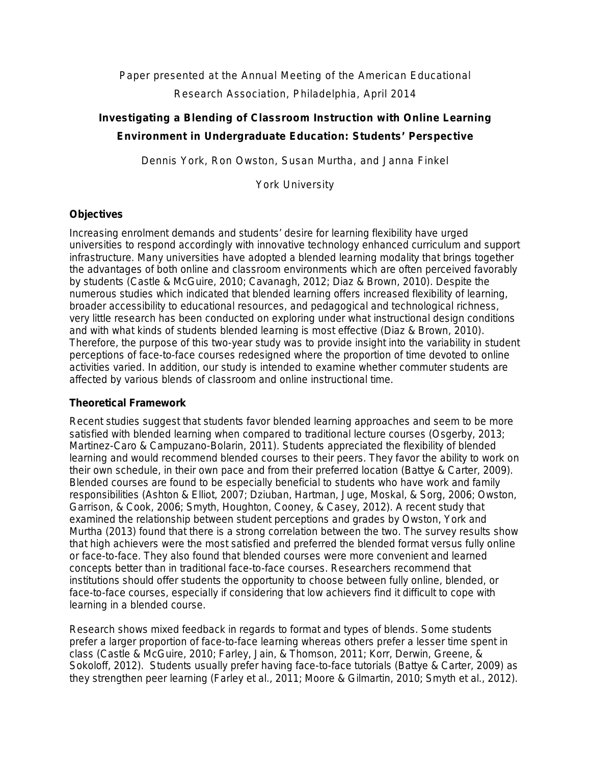Paper presented at the Annual Meeting of the American Educational Research Association, Philadelphia, April 2014

# Investigating a Blending of Classroom Instruction with Online Learning Environment in Undergraduate Education: Students' Perspective

Dennis York, Ron Owston, Susan Murtha, and Janna Finkel

York University

## Objectives

Increasing enrolment demands and students' desire for learning flexibility have urged universities to respond accordingly with innovative technology enhanced curriculum and support infrastructure. Many universities have adopted a blended learning modality that brings together the advantages of both online and classroom environments which are often perceived favorably by students (Castle & McGuire, 2010; Cavanagh, 2012; Diaz & Brown, 2010). Despite the numerous studies which indicated that blended learning offers increased flexibility of learning, broader accessibility to educational resources, and pedagogical and technological richness, very little research has been conducted on exploring under what instructional design conditions and with what kinds of students blended learning is most effective (Diaz & Brown, 2010). Therefore, the purpose of this two-year study was to provide insight into the variability in student perceptions of face-to-face courses redesigned where the proportion of time devoted to online activities varied. In addition, our study is intended to examine whether commuter students are affected by various blends of classroom and online instructional time.

## Theoretical Framework

Recent studies suggest that students favor blended learning approaches and seem to be more satisfied with blended learning when compared to traditional lecture courses (Osgerby, 2013; Martinez-Caro & Campuzano-Bolarin, 2011). Students appreciated the flexibility of blended learning and would recommend blended courses to their peers. They favor the ability to work on their own schedule, in their own pace and from their preferred location (Battye & Carter, 2009). Blended courses are found to be especially beneficial to students who have work and family responsibilities (Ashton & Elliot, 2007; Dziuban, Hartman, Juge, Moskal, & Sorg, 2006; Owston, Garrison, & Cook, 2006; Smyth, Houghton, Cooney, & Casey, 2012). A recent study that examined the relationship between student perceptions and grades by Owston, York and Murtha (2013) found that there is a strong correlation between the two. The survey results show that high achievers were the most satisfied and preferred the blended format versus fully online or face-to-face. They also found that blended courses were more convenient and learned concepts better than in traditional face-to-face courses. Researchers recommend that institutions should offer students the opportunity to choose between fully online, blended, or face-to-face courses, especially if considering that low achievers find it difficult to cope with learning in a blended course.

Research shows mixed feedback in regards to format and types of blends. Some students prefer a larger proportion of face-to-face learning whereas others prefer a lesser time spent in class (Castle & McGuire, 2010; Farley, Jain, & Thomson, 2011; Korr, Derwin, Greene, & Sokoloff, 2012). Students usually prefer having face-to-face tutorials (Battye & Carter, 2009) as they strengthen peer learning (Farley et al., 2011; Moore & Gilmartin, 2010; Smyth et al., 2012).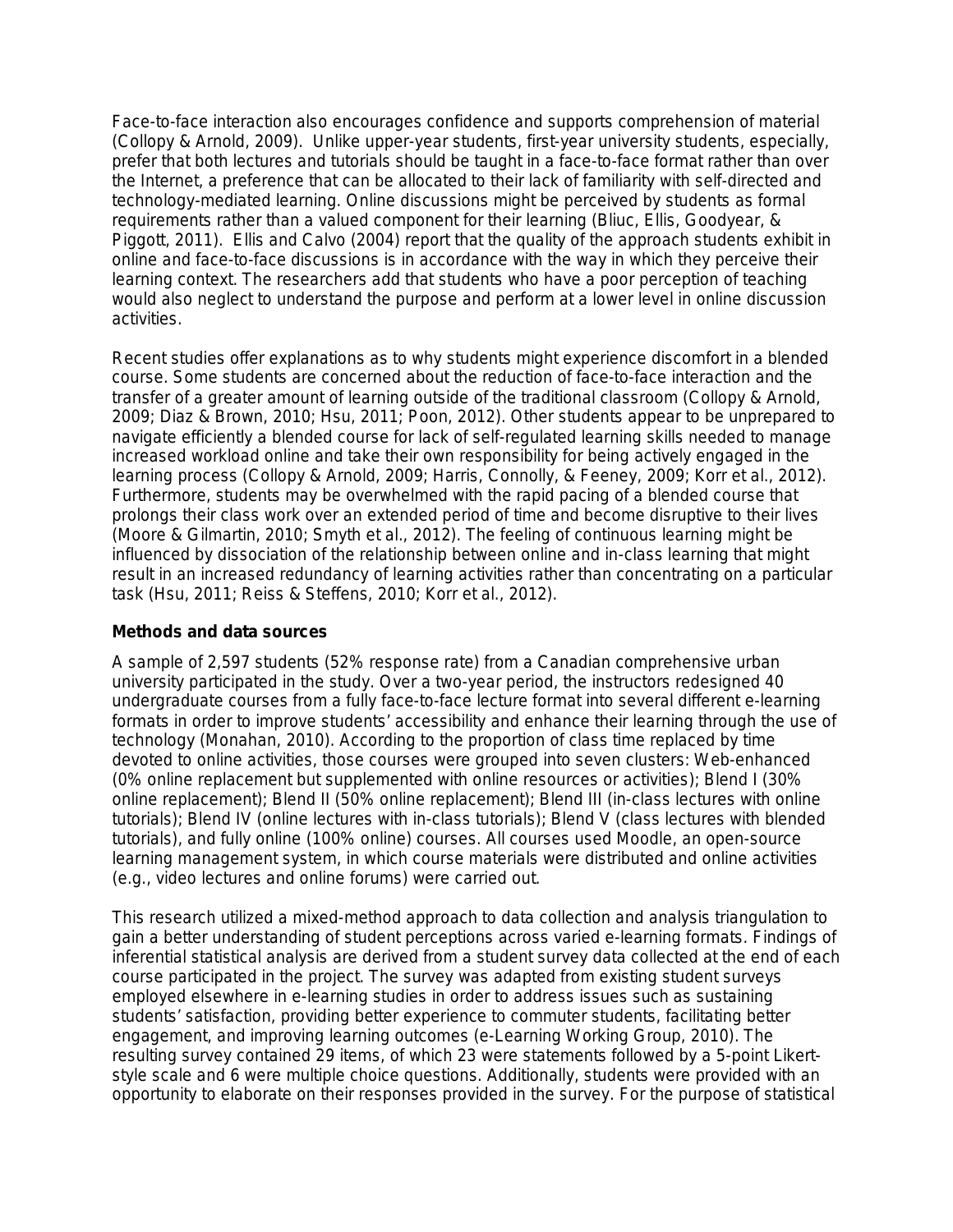Face-to-face interaction also encourages confidence and supports comprehension of material (Collopy & Arnold, 2009). Unlike upper-year students, first-year university students, especially, prefer that both lectures and tutorials should be taught in a face-to-face format rather than over the Internet, a preference that can be allocated to their lack of familiarity with self-directed and technology-mediated learning. Online discussions might be perceived by students as formal requirements rather than a valued component for their learning (Bliuc, Ellis, Goodyear, & Piggott, 2011). Ellis and Calvo (2004) report that the quality of the approach students exhibit in online and face-to-face discussions is in accordance with the way in which they perceive their learning context. The researchers add that students who have a poor perception of teaching would also neglect to understand the purpose and perform at a lower level in online discussion activities.

Recent studies offer explanations as to why students might experience discomfort in a blended course. Some students are concerned about the reduction of face-to-face interaction and the transfer of a greater amount of learning outside of the traditional classroom (Collopy & Arnold, 2009; Diaz & Brown, 2010; Hsu, 2011; Poon, 2012). Other students appear to be unprepared to navigate efficiently a blended course for lack of self-regulated learning skills needed to manage increased workload online and take their own responsibility for being actively engaged in the learning process (Collopy & Arnold, 2009; Harris, Connolly, & Feeney, 2009; Korr et al., 2012). Furthermore, students may be overwhelmed with the rapid pacing of a blended course that prolongs their class work over an extended period of time and become disruptive to their lives (Moore & Gilmartin, 2010; Smyth et al., 2012). The feeling of continuous learning might be influenced by dissociation of the relationship between online and in-class learning that might result in an increased redundancy of learning activities rather than concentrating on a particular task (Hsu, 2011; Reiss & Steffens, 2010; Korr et al., 2012).

**Methods and data sources**

A sample of 2,597 students (52% response rate) from a Canadian comprehensive urban university participated in the study. Over a two-year period, the instructors redesigned 40 undergraduate courses from a fully face-to-face lecture format into several different e-learning formats in order to improve students' accessibility and enhance their learning through the use of technology (Monahan, 2010). According to the proportion of class time replaced by time devoted to online activities, those courses were grouped into seven clusters: Web-enhanced (0% online replacement but supplemented with online resources or activities); Blend I (30% online replacement); Blend II (50% online replacement); Blend III (in-class lectures with online tutorials); Blend IV (online lectures with in-class tutorials); Blend V (class lectures with blended tutorials), and fully online (100% online) courses. All courses used Moodle, an open-source learning management system, in which course materials were distributed and online activities (e.g., video lectures and online forums) were carried out.

This research utilized a mixed-method approach to data collection and analysis triangulation to gain a better understanding of student perceptions across varied e-learning formats. Findings of inferential statistical analysis are derived from a student survey data collected at the end of each course participated in the project. The survey was adapted from existing student surveys employed elsewhere in e-learning studies in order to address issues such as sustaining students' satisfaction, providing better experience to commuter students, facilitating better engagement, and improving learning outcomes (e-Learning Working Group, 2010). The resulting survey contained 29 items, of which 23 were statements followed by a 5-point Likert-style scale and 6 were multiple choice questions. Additionally, students were provided with an opportunity to elaborate on their responses provided in the survey. For the purpose of statistical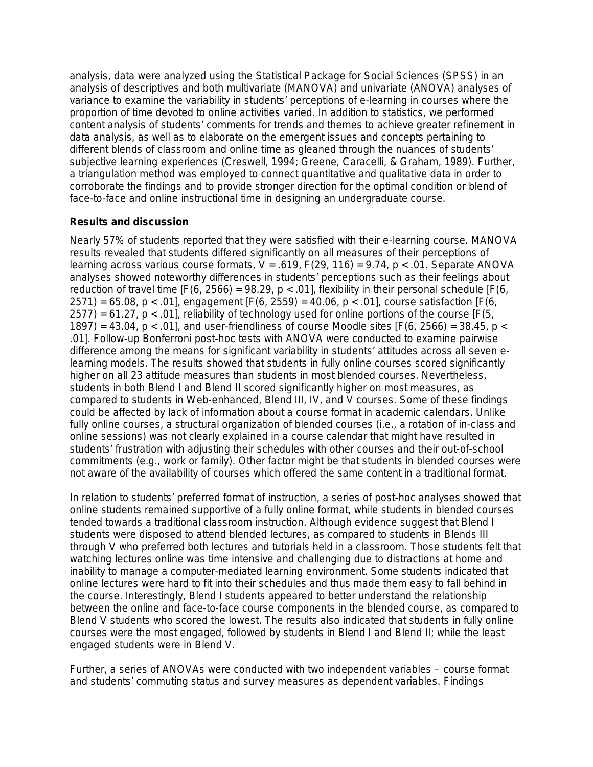analysis, data were analyzed using the Statistical Package for Social Sciences (SPSS) in an analysis of descriptives and both multivariate (MANOVA) and univariate (ANOVA) analyses of variance to examine the variability in students' perceptions of e-learning in courses where the proportion of time devoted to online activities varied. In addition to statistics, we performed content analysis of students' comments for trends and themes to achieve greater refinement in data analysis, as well as to elaborate on the emergent issues and concepts pertaining to different blends of classroom and online time as gleaned through the nuances of students' subjective learning experiences (Creswell, 1994; Greene, Caracelli, & Graham, 1989). Further, a triangulation method was employed to connect quantitative and qualitative data in order to corroborate the findings and to provide stronger direction for the optimal condition or blend of face-to-face and online instructional time in designing an undergraduate course.

**Results and discussion**

Nearly 57% of students reported that they were satisfied with their e-learning course. MANOVA results revealed that students differed significantly on all measures of their perceptions of learning across various course formats, $V = .619$, $F(29, 116) = 9.74$, $p < .01$. Separate ANOVA analyses showed noteworthy differences in students' perceptions such as their feelings about reduction of travel time [$F(6, 2566) = 98.29$, $p < .01$], flexibility in their personal schedule [$F(6, 2571) = 65.08$, $p < .01$], engagement [$F(6, 2559) = 40.06$, $p < .01$], course satisfaction [$F(6, 2577) = 61.27$, $p < .01$], reliability of technology used for online portions of the course [$F(5, 1897) = 43.04$, $p < .01$], and user-friendliness of course Moodle sites [$F(6, 2566) = 38.45$, $p < .01$]. Follow-up Bonferroni post-hoc tests with ANOVA were conducted to examine pairwise difference among the means for significant variability in students' attitudes across all seven e-learning models. The results showed that students in fully online courses scored significantly higher on all 23 attitude measures than students in most blended courses. Nevertheless, students in both Blend I and Blend II scored significantly higher on most measures, as compared to students in Web-enhanced, Blend III, IV, and V courses. Some of these findings could be affected by lack of information about a course format in academic calendars. Unlike fully online courses, a structural organization of blended courses (i.e., a rotation of in-class and online sessions) was not clearly explained in a course calendar that might have resulted in students' frustration with adjusting their schedules with other courses and their out-of-school commitments (e.g., work or family). Other factor might be that students in blended courses were not aware of the availability of courses which offered the same content in a traditional format.

In relation to students' preferred format of instruction, a series of post-hoc analyses showed that online students remained supportive of a fully online format, while students in blended courses tended towards a traditional classroom instruction. Although evidence suggest that Blend I students were disposed to attend blended lectures, as compared to students in Blends III through V who preferred both lectures and tutorials held in a classroom. Those students felt that watching lectures online was time intensive and challenging due to distractions at home and inability to manage a computer-mediated learning environment. Some students indicated that online lectures were hard to fit into their schedules and thus made them easy to fall behind in the course. Interestingly, Blend I students appeared to better understand the relationship between the online and face-to-face course components in the blended course, as compared to Blend V students who scored the lowest. The results also indicated that students in fully online courses were the most engaged, followed by students in Blend I and Blend II; while the least engaged students were in Blend V.

Further, a series of ANOVAs were conducted with two independent variables – course format and students' commuting status and survey measures as dependent variables. Findings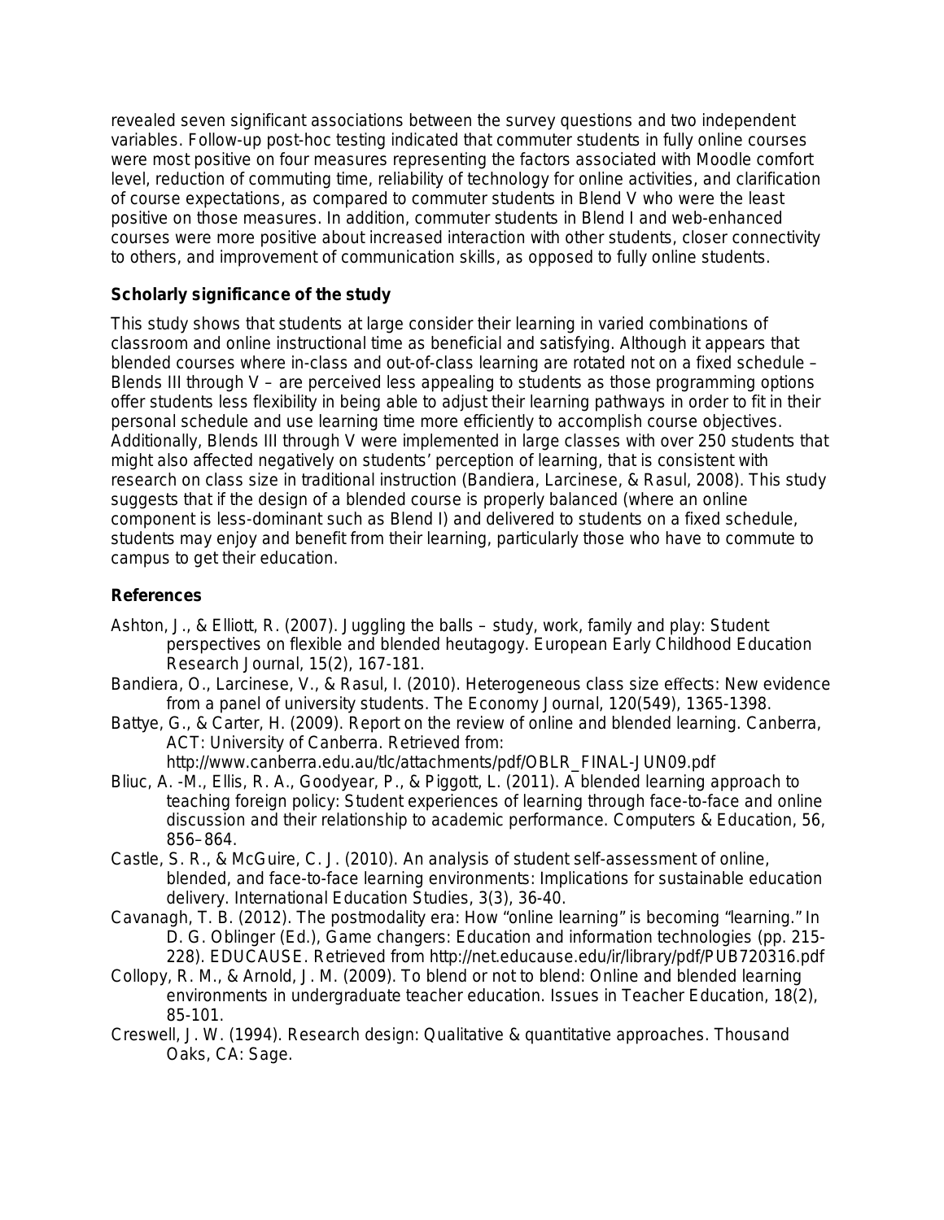revealed seven significant associations between the survey questions and two independent variables. Follow-up post-hoc testing indicated that commuter students in fully online courses were most positive on four measures representing the factors associated with Moodle comfort level, reduction of commuting time, reliability of technology for online activities, and clarification of course expectations, as compared to commuter students in Blend V who were the least positive on those measures. In addition, commuter students in Blend I and web-enhanced courses were more positive about increased interaction with other students, closer connectivity to others, and improvement of communication skills, as opposed to fully online students.

### Scholarly significance of the study

This study shows that students at large consider their learning in varied combinations of classroom and online instructional time as beneficial and satisfying. Although it appears that blended courses where in-class and out-of-class learning are rotated not on a fixed schedule – Blends III through V – are perceived less appealing to students as those programming options offer students less flexibility in being able to adjust their learning pathways in order to fit in their personal schedule and use learning time more efficiently to accomplish course objectives. Additionally, Blends III through V were implemented in large classes with over 250 students that might also affected negatively on students' perception of learning, that is consistent with research on class size in traditional instruction (Bandiera, Larcinese, & Rasul, 2008). This study suggests that if the design of a blended course is properly balanced (where an online component is less-dominant such as Blend I) and delivered to students on a fixed schedule, students may enjoy and benefit from their learning, particularly those who have to commute to campus to get their education.

### References

Ashton, J., & Elliott, R. (2007). Juggling the balls – study, work, family and play: Student perspectives on flexible and blended heutagogy. European Early Childhood Education Research Journal, 15(2), 167-181.

Bandiera, O., Larcinese, V., & Rasul, I. (2010). Heterogeneous class size effects: New evidence from a panel of university students. The Economy Journal, 120(549), 1365-1398.

Battye, G., & Carter, H. (2009). Report on the review of online and blended learning. Canberra, ACT: University of Canberra. Retrieved from: http://www.canberra.edu.au/tlc/attachments/pdf/OBLR_FINAL-JUN09.pdf

Bliuc, A. -M., Ellis, R. A., Goodyear, P., & Piggott, L. (2011). A blended learning approach to teaching foreign policy: Student experiences of learning through face-to-face and online discussion and their relationship to academic performance. Computers & Education, 56, 856–864.

Castle, S. R., & McGuire, C. J. (2010). An analysis of student self-assessment of online, blended, and face-to-face learning environments: Implications for sustainable education delivery. International Education Studies, 3(3), 36-40.

Cavanagh, T. B. (2012). The postmodality era: How "online learning" is becoming "learning." In D. G. Oblinger (Ed.), Game changers: Education and information technologies (pp. 215-228). EDUCAUSE. Retrieved from http://net.educause.edu/ir/library/pdf/PUB720316.pdf

Collopy, R. M., & Arnold, J. M. (2009). To blend or not to blend: Online and blended learning environments in undergraduate teacher education. Issues in Teacher Education, 18(2), 85-101.

Creswell, J. W. (1994). Research design: Qualitative & quantitative approaches. Thousand Oaks, CA: Sage.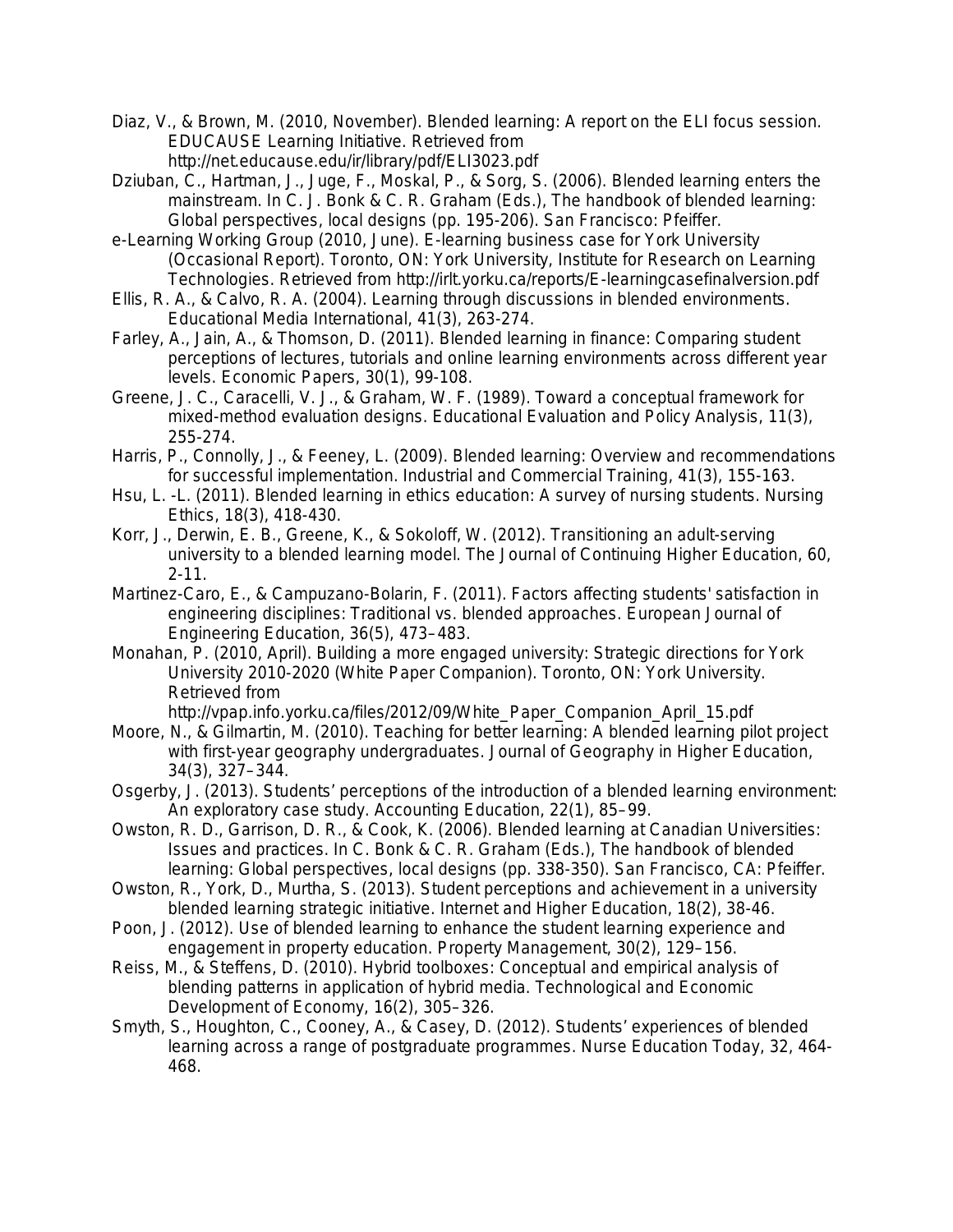Diaz, V., & Brown, M. (2010, November). Blended learning: A report on the ELI focus session. EDUCAUSE Learning Initiative. Retrieved from http://net.educause.edu/ir/library/pdf/ELI3023.pdf

Dziuban, C., Hartman, J., Juge, F., Moskal, P., & Sorg, S. (2006). Blended learning enters the mainstream. In C. J. Bonk & C. R. Graham (Eds.), The handbook of blended learning: Global perspectives, local designs (pp. 195-206). San Francisco: Pfeiffer.

e-Learning Working Group (2010, June). E-learning business case for York University (Occasional Report). Toronto, ON: York University, Institute for Research on Learning Technologies. Retrieved from http://irlt.yorku.ca/reports/E-learningcasefinalversion.pdf

Ellis, R. A., & Calvo, R. A. (2004). Learning through discussions in blended environments. Educational Media International, 41(3), 263-274.

Farley, A., Jain, A., & Thomson, D. (2011). Blended learning in finance: Comparing student perceptions of lectures, tutorials and online learning environments across different year levels. Economic Papers, 30(1), 99-108.

Greene, J. C., Caracelli, V. J., & Graham, W. F. (1989). Toward a conceptual framework for mixed-method evaluation designs. Educational Evaluation and Policy Analysis, 11(3), 255-274.

Harris, P., Connolly, J., & Feeney, L. (2009). Blended learning: Overview and recommendations for successful implementation. Industrial and Commercial Training, 41(3), 155-163.

Hsu, L. -L. (2011). Blended learning in ethics education: A survey of nursing students. Nursing Ethics, 18(3), 418-430.

Korr, J., Derwin, E. B., Greene, K., & Sokoloff, W. (2012). Transitioning an adult-serving university to a blended learning model. The Journal of Continuing Higher Education, 60, 2-11.

Martinez-Caro, E., & Campuzano-Bolarin, F. (2011). Factors affecting students' satisfaction in engineering disciplines: Traditional vs. blended approaches. European Journal of Engineering Education, 36(5), 473–483.

Monahan, P. (2010, April). Building a more engaged university: Strategic directions for York University 2010-2020 (White Paper Companion). Toronto, ON: York University. Retrieved from http://vpap.info.yorku.ca/files/2012/09/White_Paper_Companion_April_15.pdf

Moore, N., & Gilmartin, M. (2010). Teaching for better learning: A blended learning pilot project with first-year geography undergraduates. Journal of Geography in Higher Education, 34(3), 327–344.

Osgerby, J. (2013). Students' perceptions of the introduction of a blended learning environment: An exploratory case study. Accounting Education, 22(1), 85–99.

Owston, R. D., Garrison, D. R., & Cook, K. (2006). Blended learning at Canadian Universities: Issues and practices. In C. Bonk & C. R. Graham (Eds.), The handbook of blended learning: Global perspectives, local designs (pp. 338-350). San Francisco, CA: Pfeiffer.

Owston, R., York, D., Murtha, S. (2013). Student perceptions and achievement in a university blended learning strategic initiative. Internet and Higher Education, 18(2), 38-46.

Poon, J. (2012). Use of blended learning to enhance the student learning experience and engagement in property education. Property Management, 30(2), 129–156.

Reiss, M., & Steffens, D. (2010). Hybrid toolboxes: Conceptual and empirical analysis of blending patterns in application of hybrid media. Technological and Economic Development of Economy, 16(2), 305–326.

Smyth, S., Houghton, C., Cooney, A., & Casey, D. (2012). Students' experiences of blended learning across a range of postgraduate programmes. Nurse Education Today, 32, 464-468.